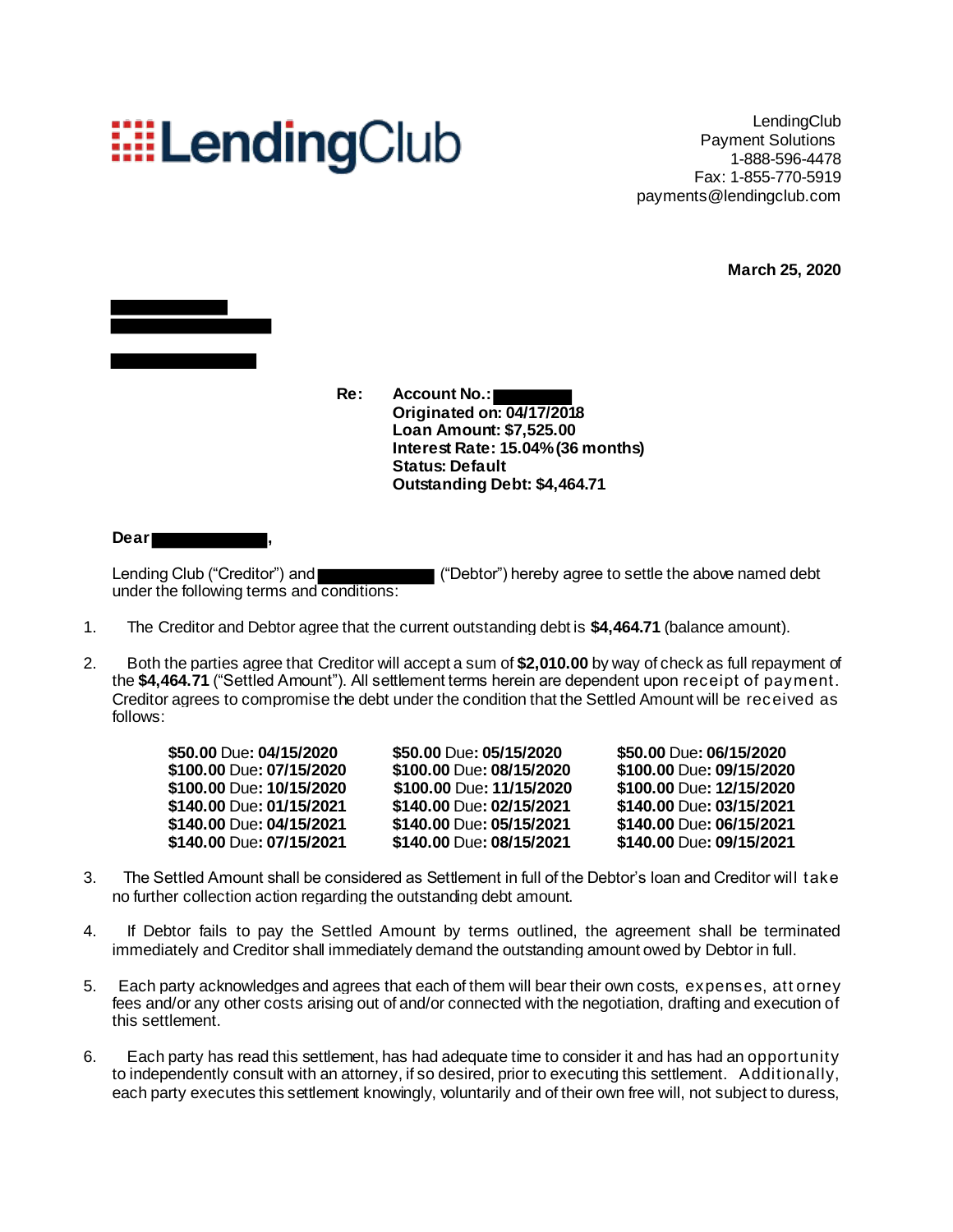# LendingClub

LendingClub
Payment Solutions
1-888-596-4478
Fax: 1-855-770-5919
payments@lendingclub.com

**March 25, 2020**

**Re: Account No.:**
**Originated on: 04/17/2018**
**Loan Amount: $7,525.00**
**Interest Rate: 15.04% (36 months)**
**Status: Default**
**Outstanding Debt: $4,464.71**

**Dear ,**

Lending Club ("Creditor") and ("Debtor") hereby agree to settle the above named debt under the following terms and conditions:

1. The Creditor and Debtor agree that the current outstanding debt is **$4,464.71** (balance amount).

2. Both the parties agree that Creditor will accept a sum of **$2,010.00** by way of check as full repayment of the **$4,464.71** ("Settled Amount"). All settlement terms herein are dependent upon receipt of payment. Creditor agrees to compromise the debt under the condition that the Settled Amount will be received as follows:

| | | |
|---|---|---|
| **$50.00** Due: **04/15/2020** | **$50.00** Due: **05/15/2020** | **$50.00** Due: **06/15/2020** |
| **$100.00** Due: **07/15/2020** | **$100.00** Due: **08/15/2020** | **$100.00** Due: **09/15/2020** |
| **$100.00** Due: **10/15/2020** | **$100.00** Due: **11/15/2020** | **$100.00** Due: **12/15/2020** |
| **$140.00** Due: **01/15/2021** | **$140.00** Due: **02/15/2021** | **$140.00** Due: **03/15/2021** |
| **$140.00** Due: **04/15/2021** | **$140.00** Due: **05/15/2021** | **$140.00** Due: **06/15/2021** |
| **$140.00** Due: **07/15/2021** | **$140.00** Due: **08/15/2021** | **$140.00** Due: **09/15/2021** |

3. The Settled Amount shall be considered as Settlement in full of the Debtor's loan and Creditor will take no further collection action regarding the outstanding debt amount.

4. If Debtor fails to pay the Settled Amount by terms outlined, the agreement shall be terminated immediately and Creditor shall immediately demand the outstanding amount owed by Debtor in full.

5. Each party acknowledges and agrees that each of them will bear their own costs, expenses, attorney fees and/or any other costs arising out of and/or connected with the negotiation, drafting and execution of this settlement.

6. Each party has read this settlement, has had adequate time to consider it and has had an opportunity to independently consult with an attorney, if so desired, prior to executing this settlement. Additionally, each party executes this settlement knowingly, voluntarily and of their own free will, not subject to duress,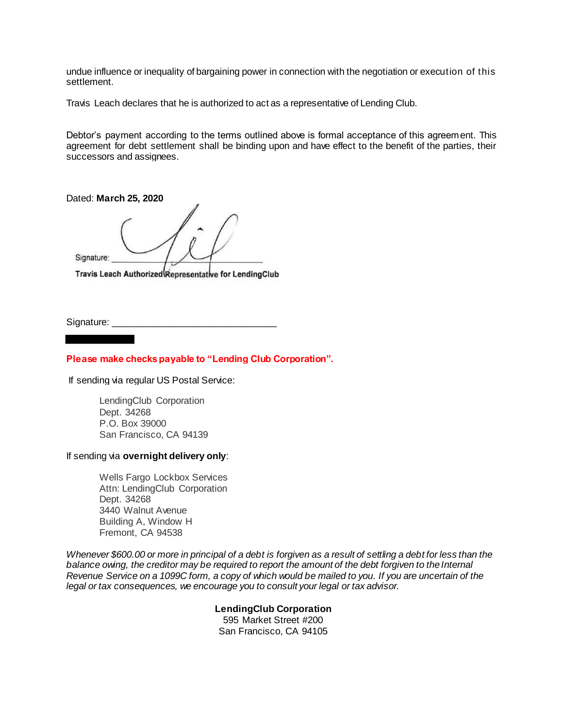undue influence or inequality of bargaining power in connection with the negotiation or execution of this settlement.

Travis Leach declares that he is authorized to act as a representative of Lending Club.

Debtor's payment according to the terms outlined above is formal acceptance of this agreement. This agreement for debt settlement shall be binding upon and have effect to the benefit of the parties, their successors and assignees.

Dated: **March 25, 2020**

Signature: ______________________________

**Travis Leach Authorized Representative for LendingClub**

Signature: ______________________________

**Please make checks payable to "Lending Club Corporation".**

If sending via regular US Postal Service:

LendingClub Corporation
Dept. 34268
P.O. Box 39000
San Francisco, CA 94139

If sending via **overnight delivery only**:

Wells Fargo Lockbox Services
Attn: LendingClub Corporation
Dept. 34268
3440 Walnut Avenue
Building A, Window H
Fremont, CA 94538

*Whenever $600.00 or more in principal of a debt is forgiven as a result of settling a debt for less than the balance owing, the creditor may be required to report the amount of the debt forgiven to the Internal Revenue Service on a 1099C form, a copy of which would be mailed to you. If you are uncertain of the legal or tax consequences, we encourage you to consult your legal or tax advisor.*

**LendingClub Corporation**
595 Market Street #200
San Francisco, CA 94105